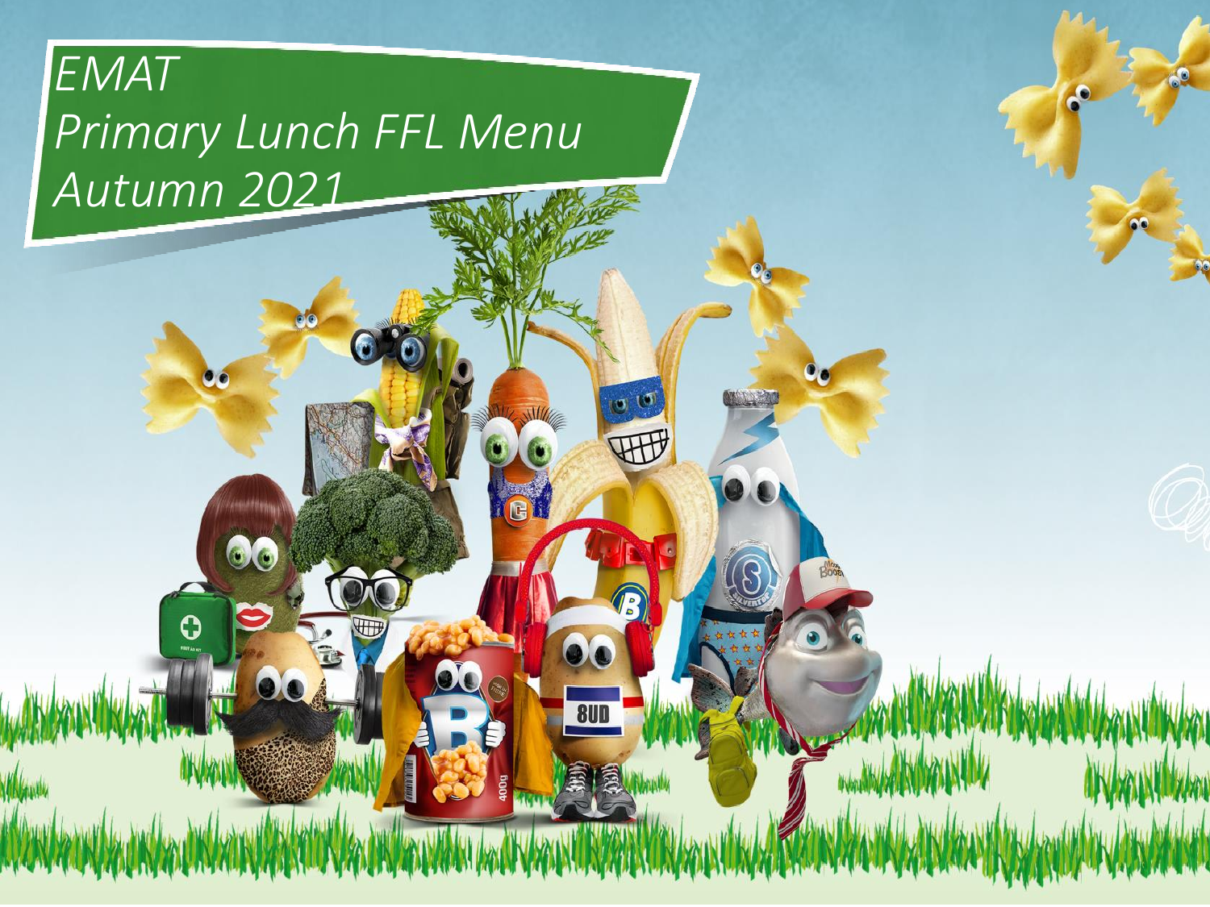# EMAT
# Primary Lunch FFL Menu
# Autumn 2021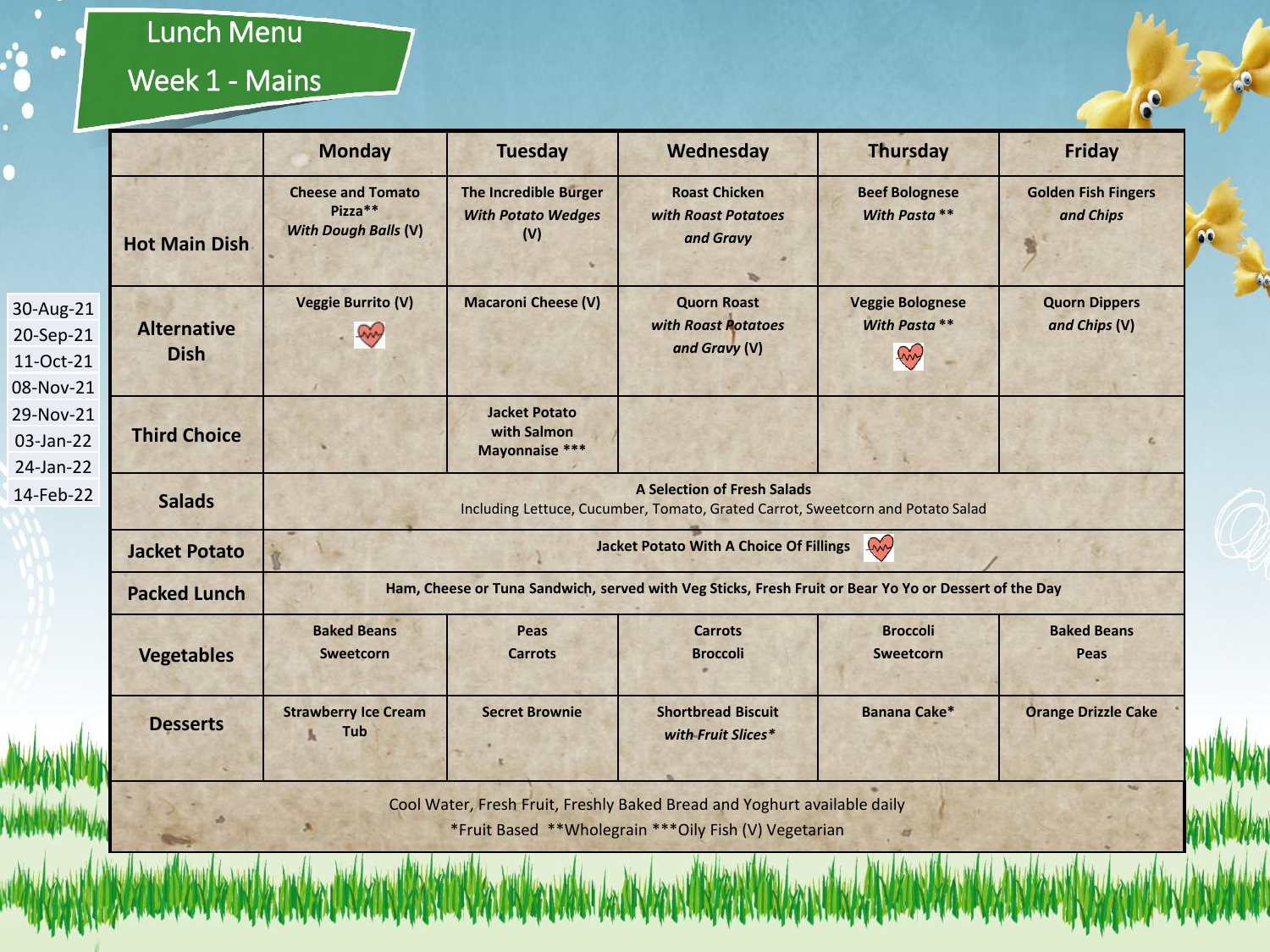# Lunch Menu

## Week 1 - Mains

30-Aug-21
20-Sep-21
11-Oct-21
08-Nov-21
29-Nov-21
03-Jan-22
24-Jan-22
14-Feb-22

| | Monday | Tuesday | Wednesday | Thursday | Friday |
|---|---|---|---|---|---|
| **Hot Main Dish** | **Cheese and Tomato Pizza**** ***With Dough Balls* (V)** | **The Incredible Burger** ***With Potato Wedges*** **(V)** | **Roast Chicken** ***with Roast Potatoes and Gravy*** | **Beef Bolognese** ***With Pasta*** ** | **Golden Fish Fingers** ***and Chips*** |
| **Alternative Dish** | **Veggie Burrito (V)** | **Macaroni Cheese (V)** | **Quorn Roast** ***with Roast Potatoes and Gravy*** **(V)** | **Veggie Bolognese** ***With Pasta*** ** | **Quorn Dippers** ***and Chips*** **(V)** |
| **Third Choice** | | **Jacket Potato with Salmon Mayonnaise ***** | | | |
| **Salads** | **A Selection of Fresh Salads** Including Lettuce, Cucumber, Tomato, Grated Carrot, Sweetcorn and Potato Salad | | | | |
| **Jacket Potato** | **Jacket Potato With A Choice Of Fillings** | | | | |
| **Packed Lunch** | **Ham, Cheese or Tuna Sandwich, served with Veg Sticks, Fresh Fruit or Bear Yo Yo or Dessert of the Day** | | | | |
| **Vegetables** | **Baked Beans Sweetcorn** | **Peas Carrots** | **Carrots Broccoli** | **Broccoli Sweetcorn** | **Baked Beans Peas** |
| **Desserts** | **Strawberry Ice Cream Tub** | **Secret Brownie** | **Shortbread Biscuit** ***with Fruit Slices**** | **Banana Cake*** | **Orange Drizzle Cake** |

Cool Water, Fresh Fruit, Freshly Baked Bread and Yoghurt available daily

*Fruit Based **Wholegrain ***Oily Fish (V) Vegetarian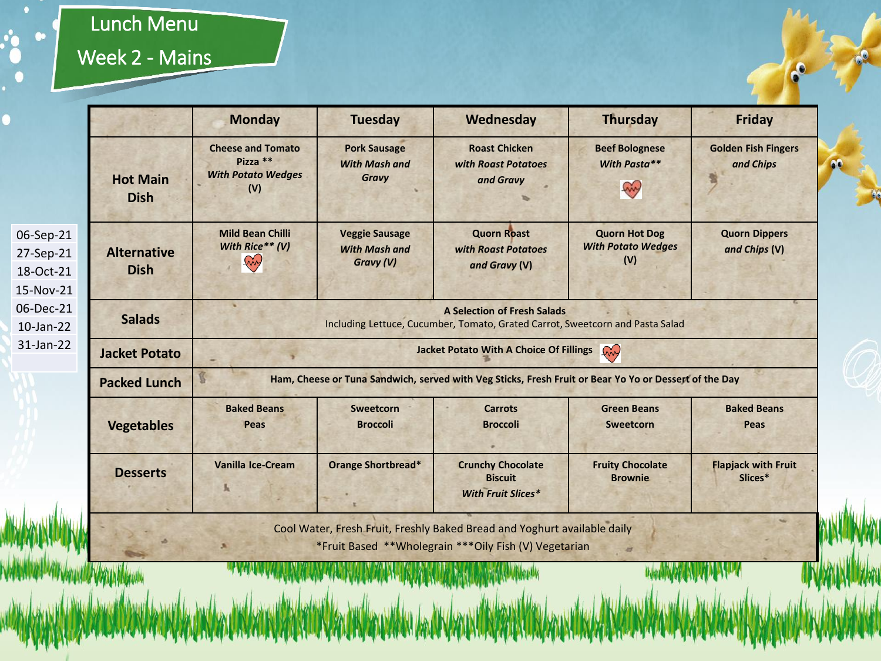# Lunch Menu

## Week 2 - Mains

06-Sep-21
27-Sep-21
18-Oct-21
15-Nov-21
06-Dec-21
10-Jan-22
31-Jan-22

| | Monday | Tuesday | Wednesday | Thursday | Friday |
|---|---|---|---|---|---|
| **Hot Main Dish** | **Cheese and Tomato Pizza** ** ***With Potato Wedges*** **(V)** | **Pork Sausage** ***With Mash and Gravy*** | **Roast Chicken** ***with Roast Potatoes and Gravy*** | **Beef Bolognese** ***With Pasta**** | **Golden Fish Fingers** ***and Chips*** |
| **Alternative Dish** | **Mild Bean Chilli** ***With Rice** (V)*** | **Veggie Sausage** ***With Mash and Gravy (V)*** | **Quorn Roast** ***with Roast Potatoes and Gravy*** **(V)** | **Quorn Hot Dog** ***With Potato Wedges*** **(V)** | **Quorn Dippers** ***and Chips*** **(V)** |
| **Salads** | **A Selection of Fresh Salads** Including Lettuce, Cucumber, Tomato, Grated Carrot, Sweetcorn and Pasta Salad | | | | |
| **Jacket Potato** | **Jacket Potato With A Choice Of Fillings** | | | | |
| **Packed Lunch** | **Ham, Cheese or Tuna Sandwich, served with Veg Sticks, Fresh Fruit or Bear Yo Yo or Dessert of the Day** | | | | |
| **Vegetables** | **Baked Beans** **Peas** | **Sweetcorn** **Broccoli** | **Carrots** **Broccoli** | **Green Beans** **Sweetcorn** | **Baked Beans** **Peas** |
| **Desserts** | **Vanilla Ice-Cream** | **Orange Shortbread*** | **Crunchy Chocolate Biscuit** ***With Fruit Slices**** | **Fruity Chocolate Brownie** | **Flapjack with Fruit Slices*** |

Cool Water, Fresh Fruit, Freshly Baked Bread and Yoghurt available daily

*Fruit Based **Wholegrain ***Oily Fish (V) Vegetarian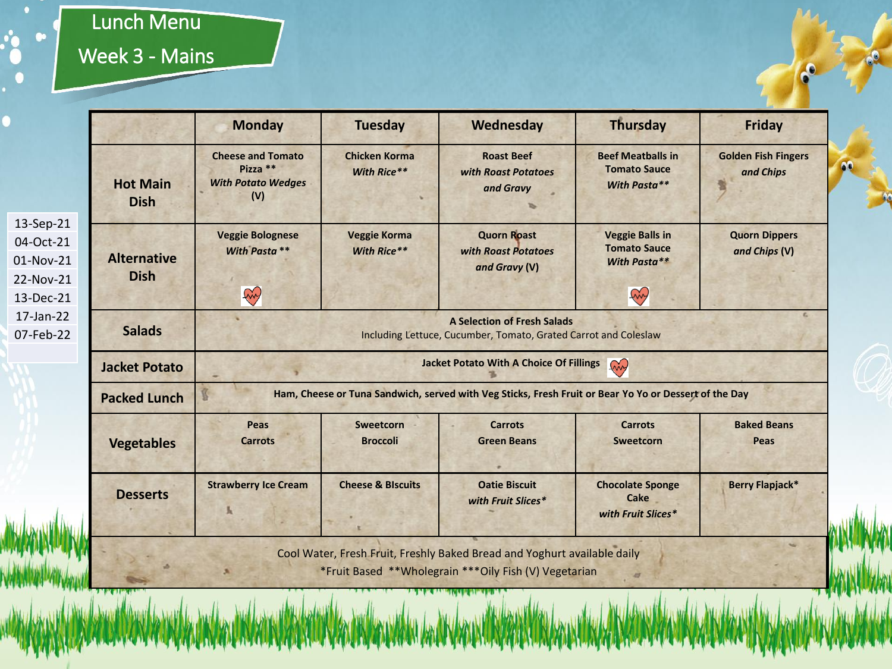# Lunch Menu

## Week 3 - Mains

13-Sep-21
04-Oct-21
01-Nov-21
22-Nov-21
13-Dec-21
17-Jan-22
07-Feb-22

| | Monday | Tuesday | Wednesday | Thursday | Friday |
|---|---|---|---|---|---|
| **Hot Main Dish** | **Cheese and Tomato Pizza** ** ***With Potato Wedges*** **(V)** | **Chicken Korma** ***With Rice**** | **Roast Beef** ***with Roast Potatoes and Gravy*** | **Beef Meatballs in Tomato Sauce** ***With Pasta**** | **Golden Fish Fingers** ***and Chips*** |
| **Alternative Dish** | **Veggie Bolognese** ***With Pasta**** | **Veggie Korma** ***With Rice**** | **Quorn Roast** ***with Roast Potatoes and Gravy*** **(V)** | **Veggie Balls in Tomato Sauce** ***With Pasta**** | **Quorn Dippers** ***and Chips*** **(V)** |
| **Salads** | **A Selection of Fresh Salads** Including Lettuce, Cucumber, Tomato, Grated Carrot and Coleslaw | | | | |
| **Jacket Potato** | **Jacket Potato With A Choice Of Fillings** | | | | |
| **Packed Lunch** | **Ham, Cheese or Tuna Sandwich, served with Veg Sticks, Fresh Fruit or Bear Yo Yo or Dessert of the Day** | | | | |
| **Vegetables** | **Peas Carrots** | **Sweetcorn Broccoli** | **Carrots Green Beans** | **Carrots Sweetcorn** | **Baked Beans Peas** |
| **Desserts** | **Strawberry Ice Cream** | **Cheese & BIscuits** | **Oatie Biscuit** ***with Fruit Slices**** | **Chocolate Sponge Cake** ***with Fruit Slices**** | **Berry Flapjack*** |

Cool Water, Fresh Fruit, Freshly Baked Bread and Yoghurt available daily

*Fruit Based **Wholegrain ***Oily Fish (V) Vegetarian